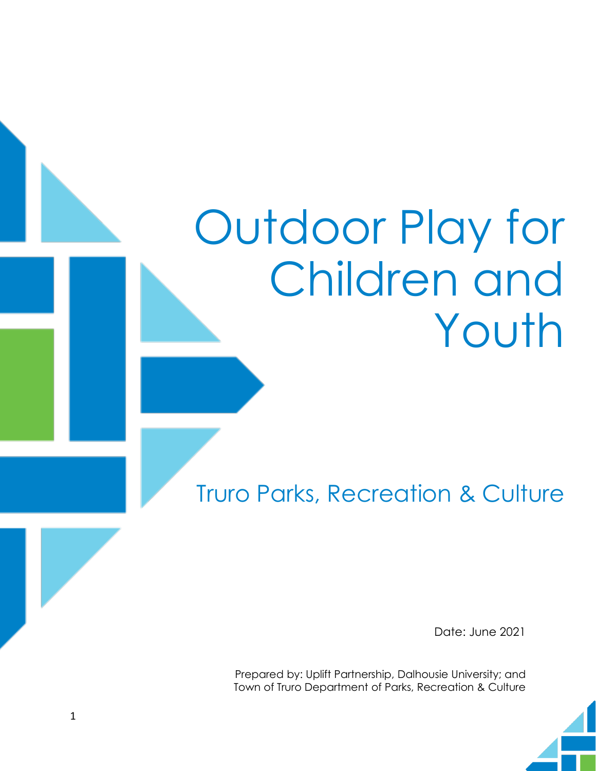# Outdoor Play for Children and Youth

## Truro Parks, Recreation & Culture

Date: June 2021

Prepared by: Uplift Partnership, Dalhousie University; and Town of Truro Department of Parks, Recreation & Culture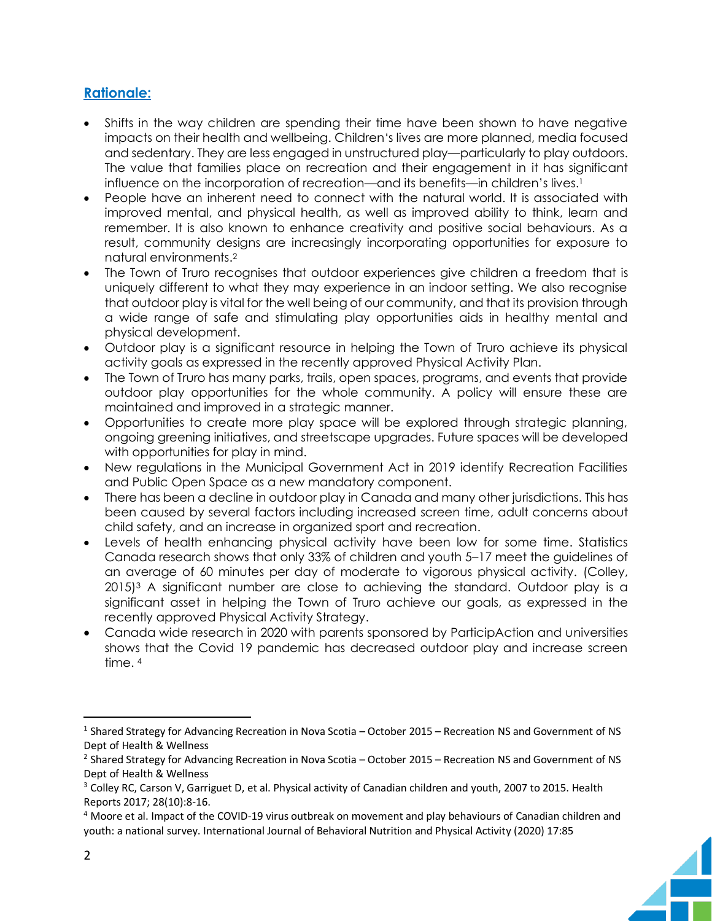## Rationale:

- Shifts in the way children are spending their time have been shown to have negative impacts on their health and wellbeing. Children's lives are more planned, media focused and sedentary. They are less engaged in unstructured play—particularly to play outdoors. The value that families place on recreation and their engagement in it has significant influence on the incorporation of recreation—and its benefits—in children's lives.[1]
- People have an inherent need to connect with the natural world. It is associated with improved mental, and physical health, as well as improved ability to think, learn and remember. It is also known to enhance creativity and positive social behaviours. As a result, community designs are increasingly incorporating opportunities for exposure to natural environments.[2]
- The Town of Truro recognises that outdoor experiences give children a freedom that is uniquely different to what they may experience in an indoor setting. We also recognise that outdoor play is vital for the well being of our community, and that its provision through a wide range of safe and stimulating play opportunities aids in healthy mental and physical development.
- Outdoor play is a significant resource in helping the Town of Truro achieve its physical activity goals as expressed in the recently approved Physical Activity Plan.
- The Town of Truro has many parks, trails, open spaces, programs, and events that provide outdoor play opportunities for the whole community. A policy will ensure these are maintained and improved in a strategic manner.
- Opportunities to create more play space will be explored through strategic planning, ongoing greening initiatives, and streetscape upgrades. Future spaces will be developed with opportunities for play in mind.
- New regulations in the Municipal Government Act in 2019 identify Recreation Facilities and Public Open Space as a new mandatory component.
- There has been a decline in outdoor play in Canada and many other jurisdictions. This has been caused by several factors including increased screen time, adult concerns about child safety, and an increase in organized sport and recreation.
- Levels of health enhancing physical activity have been low for some time. Statistics Canada research shows that only 33% of children and youth 5–17 meet the guidelines of an average of 60 minutes per day of moderate to vigorous physical activity. (Colley, 2015)[3] A significant number are close to achieving the standard. Outdoor play is a significant asset in helping the Town of Truro achieve our goals, as expressed in the recently approved Physical Activity Strategy.
- Canada wide research in 2020 with parents sponsored by ParticipAction and universities shows that the Covid 19 pandemic has decreased outdoor play and increase screen time. [4]

---

[1] Shared Strategy for Advancing Recreation in Nova Scotia – October 2015 – Recreation NS and Government of NS Dept of Health & Wellness

[2] Shared Strategy for Advancing Recreation in Nova Scotia – October 2015 – Recreation NS and Government of NS Dept of Health & Wellness

[3] Colley RC, Carson V, Garriguet D, et al. Physical activity of Canadian children and youth, 2007 to 2015. Health Reports 2017; 28(10):8-16.

[4] Moore et al. Impact of the COVID-19 virus outbreak on movement and play behaviours of Canadian children and youth: a national survey. International Journal of Behavioral Nutrition and Physical Activity (2020) 17:85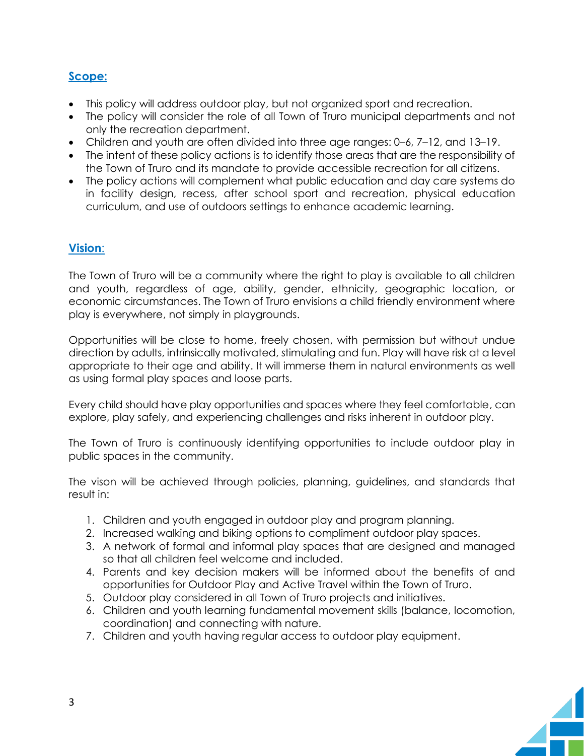## Scope:

- This policy will address outdoor play, but not organized sport and recreation.
- The policy will consider the role of all Town of Truro municipal departments and not only the recreation department.
- Children and youth are often divided into three age ranges: 0–6, 7–12, and 13–19.
- The intent of these policy actions is to identify those areas that are the responsibility of the Town of Truro and its mandate to provide accessible recreation for all citizens.
- The policy actions will complement what public education and day care systems do in facility design, recess, after school sport and recreation, physical education curriculum, and use of outdoors settings to enhance academic learning.

## Vision:

The Town of Truro will be a community where the right to play is available to all children and youth, regardless of age, ability, gender, ethnicity, geographic location, or economic circumstances. The Town of Truro envisions a child friendly environment where play is everywhere, not simply in playgrounds.

Opportunities will be close to home, freely chosen, with permission but without undue direction by adults, intrinsically motivated, stimulating and fun. Play will have risk at a level appropriate to their age and ability. It will immerse them in natural environments as well as using formal play spaces and loose parts.

Every child should have play opportunities and spaces where they feel comfortable, can explore, play safely, and experiencing challenges and risks inherent in outdoor play.

The Town of Truro is continuously identifying opportunities to include outdoor play in public spaces in the community.

The vison will be achieved through policies, planning, guidelines, and standards that result in:

1. Children and youth engaged in outdoor play and program planning.
2. Increased walking and biking options to compliment outdoor play spaces.
3. A network of formal and informal play spaces that are designed and managed so that all children feel welcome and included.
4. Parents and key decision makers will be informed about the benefits of and opportunities for Outdoor Play and Active Travel within the Town of Truro.
5. Outdoor play considered in all Town of Truro projects and initiatives.
6. Children and youth learning fundamental movement skills (balance, locomotion, coordination) and connecting with nature.
7. Children and youth having regular access to outdoor play equipment.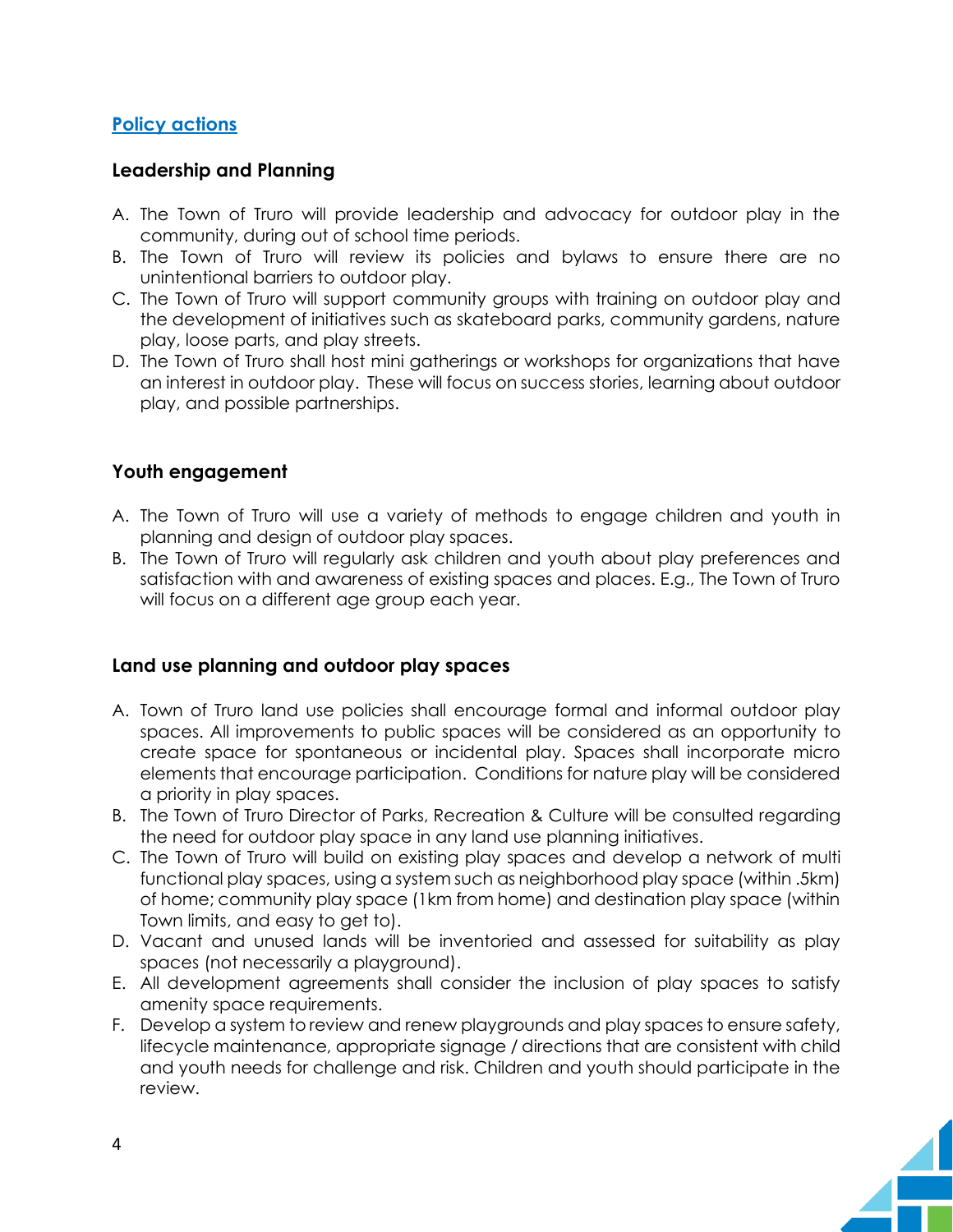## Policy actions

### Leadership and Planning

A. The Town of Truro will provide leadership and advocacy for outdoor play in the community, during out of school time periods.
B. The Town of Truro will review its policies and bylaws to ensure there are no unintentional barriers to outdoor play.
C. The Town of Truro will support community groups with training on outdoor play and the development of initiatives such as skateboard parks, community gardens, nature play, loose parts, and play streets.
D. The Town of Truro shall host mini gatherings or workshops for organizations that have an interest in outdoor play. These will focus on success stories, learning about outdoor play, and possible partnerships.

### Youth engagement

A. The Town of Truro will use a variety of methods to engage children and youth in planning and design of outdoor play spaces.
B. The Town of Truro will regularly ask children and youth about play preferences and satisfaction with and awareness of existing spaces and places. E.g., The Town of Truro will focus on a different age group each year.

### Land use planning and outdoor play spaces

A. Town of Truro land use policies shall encourage formal and informal outdoor play spaces. All improvements to public spaces will be considered as an opportunity to create space for spontaneous or incidental play. Spaces shall incorporate micro elements that encourage participation. Conditions for nature play will be considered a priority in play spaces.
B. The Town of Truro Director of Parks, Recreation & Culture will be consulted regarding the need for outdoor play space in any land use planning initiatives.
C. The Town of Truro will build on existing play spaces and develop a network of multi functional play spaces, using a system such as neighborhood play space (within .5km) of home; community play space (1km from home) and destination play space (within Town limits, and easy to get to).
D. Vacant and unused lands will be inventoried and assessed for suitability as play spaces (not necessarily a playground).
E. All development agreements shall consider the inclusion of play spaces to satisfy amenity space requirements.
F. Develop a system to review and renew playgrounds and play spaces to ensure safety, lifecycle maintenance, appropriate signage / directions that are consistent with child and youth needs for challenge and risk. Children and youth should participate in the review.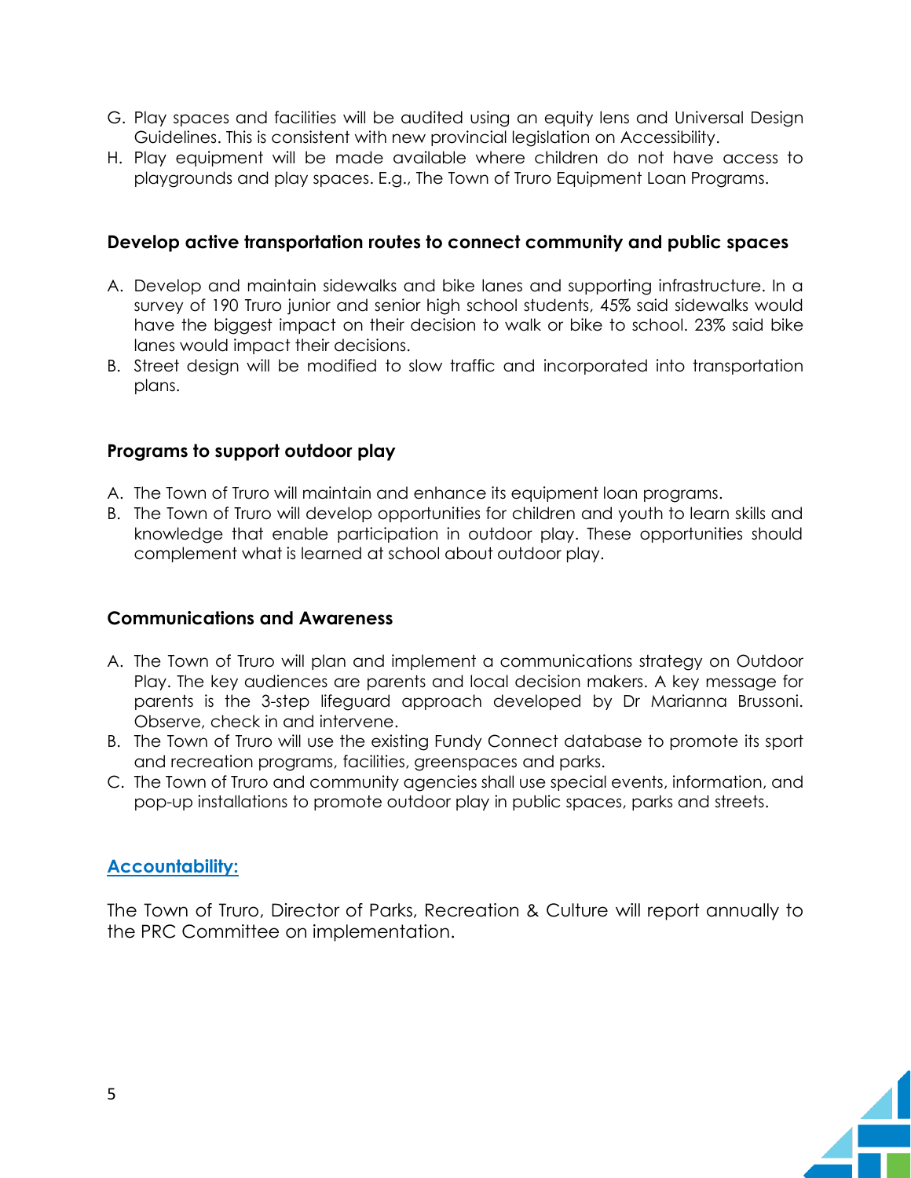G. Play spaces and facilities will be audited using an equity lens and Universal Design Guidelines. This is consistent with new provincial legislation on Accessibility.
H. Play equipment will be made available where children do not have access to playgrounds and play spaces. E.g., The Town of Truro Equipment Loan Programs.

### Develop active transportation routes to connect community and public spaces

A. Develop and maintain sidewalks and bike lanes and supporting infrastructure. In a survey of 190 Truro junior and senior high school students, 45% said sidewalks would have the biggest impact on their decision to walk or bike to school. 23% said bike lanes would impact their decisions.
B. Street design will be modified to slow traffic and incorporated into transportation plans.

### Programs to support outdoor play

A. The Town of Truro will maintain and enhance its equipment loan programs.
B. The Town of Truro will develop opportunities for children and youth to learn skills and knowledge that enable participation in outdoor play. These opportunities should complement what is learned at school about outdoor play.

### Communications and Awareness

A. The Town of Truro will plan and implement a communications strategy on Outdoor Play. The key audiences are parents and local decision makers. A key message for parents is the 3-step lifeguard approach developed by Dr Marianna Brussoni. Observe, check in and intervene.
B. The Town of Truro will use the existing Fundy Connect database to promote its sport and recreation programs, facilities, greenspaces and parks.
C. The Town of Truro and community agencies shall use special events, information, and pop-up installations to promote outdoor play in public spaces, parks and streets.

## Accountability:

The Town of Truro, Director of Parks, Recreation & Culture will report annually to the PRC Committee on implementation.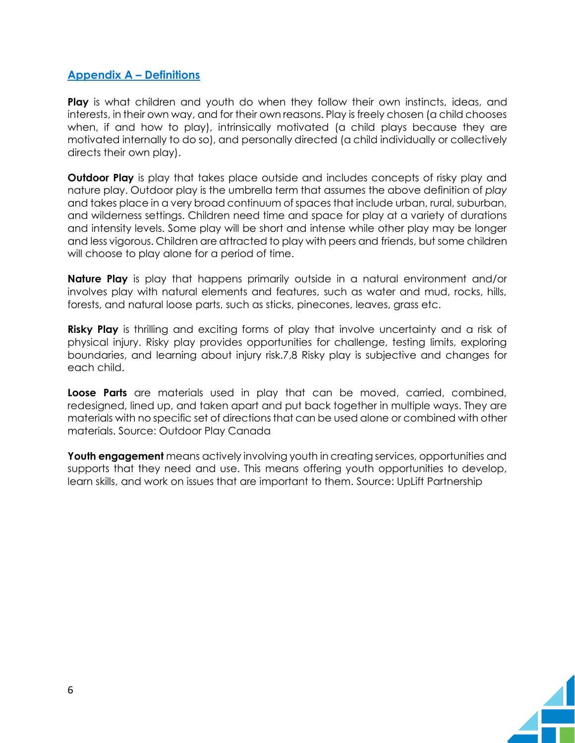## Appendix A – Definitions

**Play** is what children and youth do when they follow their own instincts, ideas, and interests, in their own way, and for their own reasons. Play is freely chosen (a child chooses when, if and how to play), intrinsically motivated (a child plays because they are motivated internally to do so), and personally directed (a child individually or collectively directs their own play).

**Outdoor Play** is play that takes place outside and includes concepts of risky play and nature play. Outdoor play is the umbrella term that assumes the above definition of *play* and takes place in a very broad continuum of spaces that include urban, rural, suburban, and wilderness settings. Children need time and space for play at a variety of durations and intensity levels. Some play will be short and intense while other play may be longer and less vigorous. Children are attracted to play with peers and friends, but some children will choose to play alone for a period of time.

**Nature Play** is play that happens primarily outside in a natural environment and/or involves play with natural elements and features, such as water and mud, rocks, hills, forests, and natural loose parts, such as sticks, pinecones, leaves, grass etc.

**Risky Play** is thrilling and exciting forms of play that involve uncertainty and a risk of physical injury. Risky play provides opportunities for challenge, testing limits, exploring boundaries, and learning about injury risk.[7,8] Risky play is subjective and changes for each child.

**Loose Parts** are materials used in play that can be moved, carried, combined, redesigned, lined up, and taken apart and put back together in multiple ways. They are materials with no specific set of directions that can be used alone or combined with other materials. Source: Outdoor Play Canada

**Youth engagement** means actively involving youth in creating services, opportunities and supports that they need and use. This means offering youth opportunities to develop, learn skills, and work on issues that are important to them. Source: UpLift Partnership